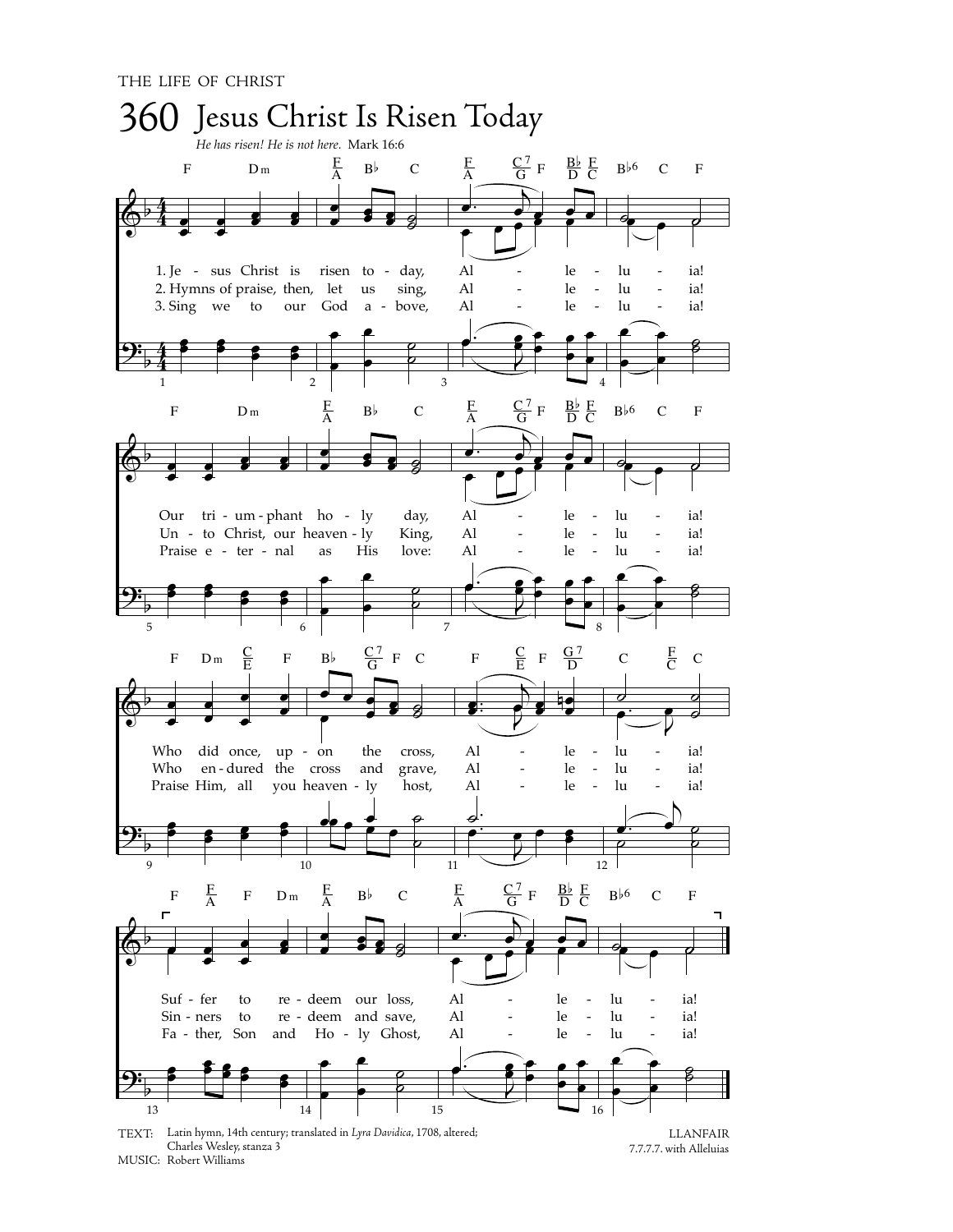THE LIFE OF CHRIST

# 360 Jesus Christ Is Risen Today

*He has risen! He is not here.* Mark 16:6

1. Jesus Christ is risen today, Alleluia!
Our triumphant holy day, Alleluia!
Who did once, upon the cross, Alleluia!
Suffer to redeem our loss, Alleluia!

2. Hymns of praise, then, let us sing, Alleluia!
Unto Christ, our heavenly King, Alleluia!
Who endured the cross and grave, Alleluia!
Sinners to redeem and save, Alleluia!

3. Sing we to our God above, Alleluia!
Praise eternal as His love: Alleluia!
Praise Him, all you heavenly host, Alleluia!
Father, Son and Holy Ghost, Alleluia!

TEXT: Latin hymn, 14th century; translated in *Lyra Davidica*, 1708, altered; Charles Wesley, stanza 3
MUSIC: Robert Williams

LLANFAIR
7.7.7.7. with Alleluias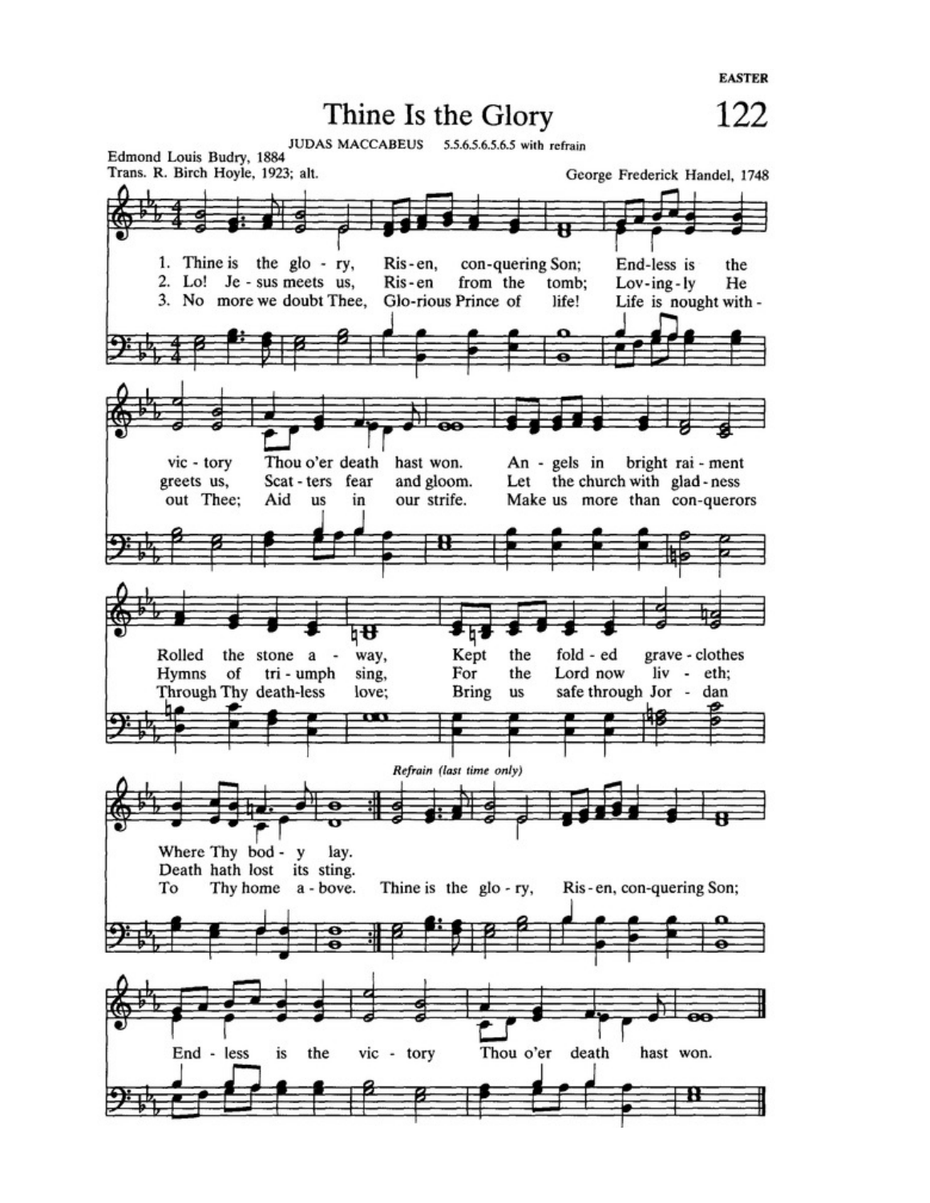EASTER

# Thine Is the Glory

**122**

JUDAS MACCABEUS 5.5.6.5.6.5.6.5 with refrain

Edmond Louis Budry, 1884
Trans. R. Birch Hoyle, 1923; alt.

George Frederick Handel, 1748

1. Thine is the glo - ry, Ris - en, con - quering Son; End - less is the vic - tory Thou o'er death hast won. An - gels in bright rai - ment Rolled the stone a - way, Kept the fold - ed grave - clothes Where Thy bod - y lay.

2. Lo! Je - sus meets us, Ris - en from the tomb; Lov - ing - ly He greets us, Scat - ters fear and gloom. Let the church with glad - ness Hymns of tri - umph sing, For the Lord now liv - eth; Death hath lost its sting.

3. No more we doubt Thee, Glo - rious Prince of life! Life is nought with - out Thee; Aid us in our strife. Make us more than con - querors Through Thy death - less love; Bring us safe through Jor - dan To Thy home a - bove.

*Refrain (last time only)*

Thine is the glo - ry, Ris - en, con - quering Son; End - less is the vic - tory Thou o'er death hast won.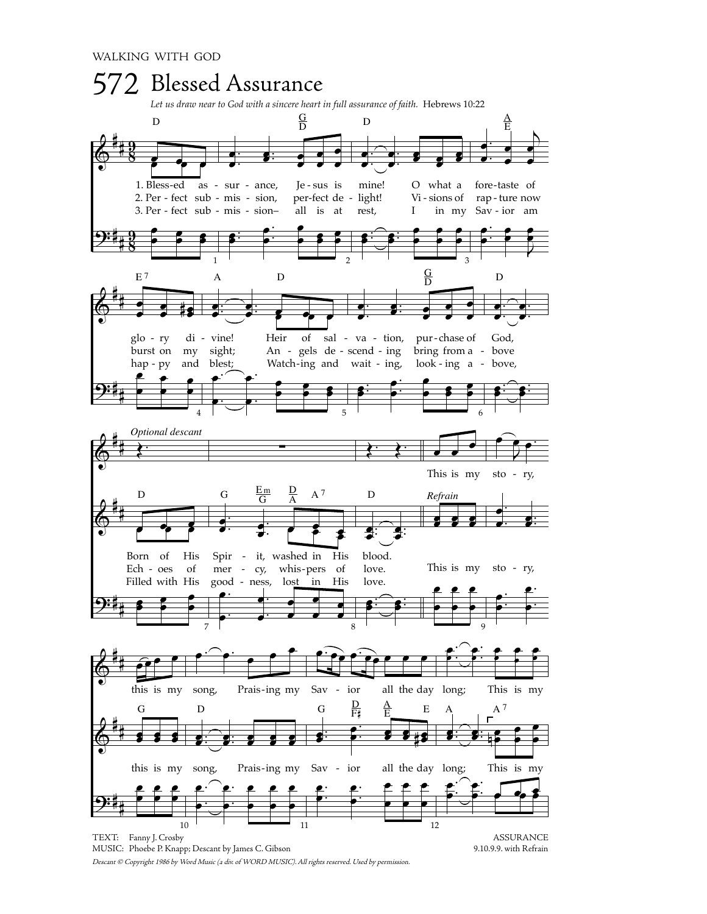WALKING WITH GOD

# 572 Blessed Assurance

*Let us draw near to God with a sincere heart in full assurance of faith.* Hebrews 10:22

1. Blessed assurance, Jesus is mine!
O what a foretaste of glory divine!
Heir of salvation, purchase of God,
Born of His Spirit, washed in His blood.

2. Perfect submission, perfect delight!
Visions of rapture now burst on my sight;
Angels descending bring from above
Echoes of mercy, whispers of love.

3. Perfect submission—all is at rest,
I in my Savior am happy and blest;
Watching and waiting, looking above,
Filled with His goodness, lost in His love.

*Refrain*

This is my story, this is my song,
Praising my Savior all the day long;
This is my

*Optional descent*

This is my story, this is my song,
Praising my Savior all the day long;
This is my

TEXT: Fanny J. Crosby
MUSIC: Phoebe P. Knapp; Descant by James C. Gibson

ASSURANCE
9.10.9.9. with Refrain

*Descant © Copyright 1986 by Word Music (a div. of WORD MUSIC). All rights reserved. Used by permission.*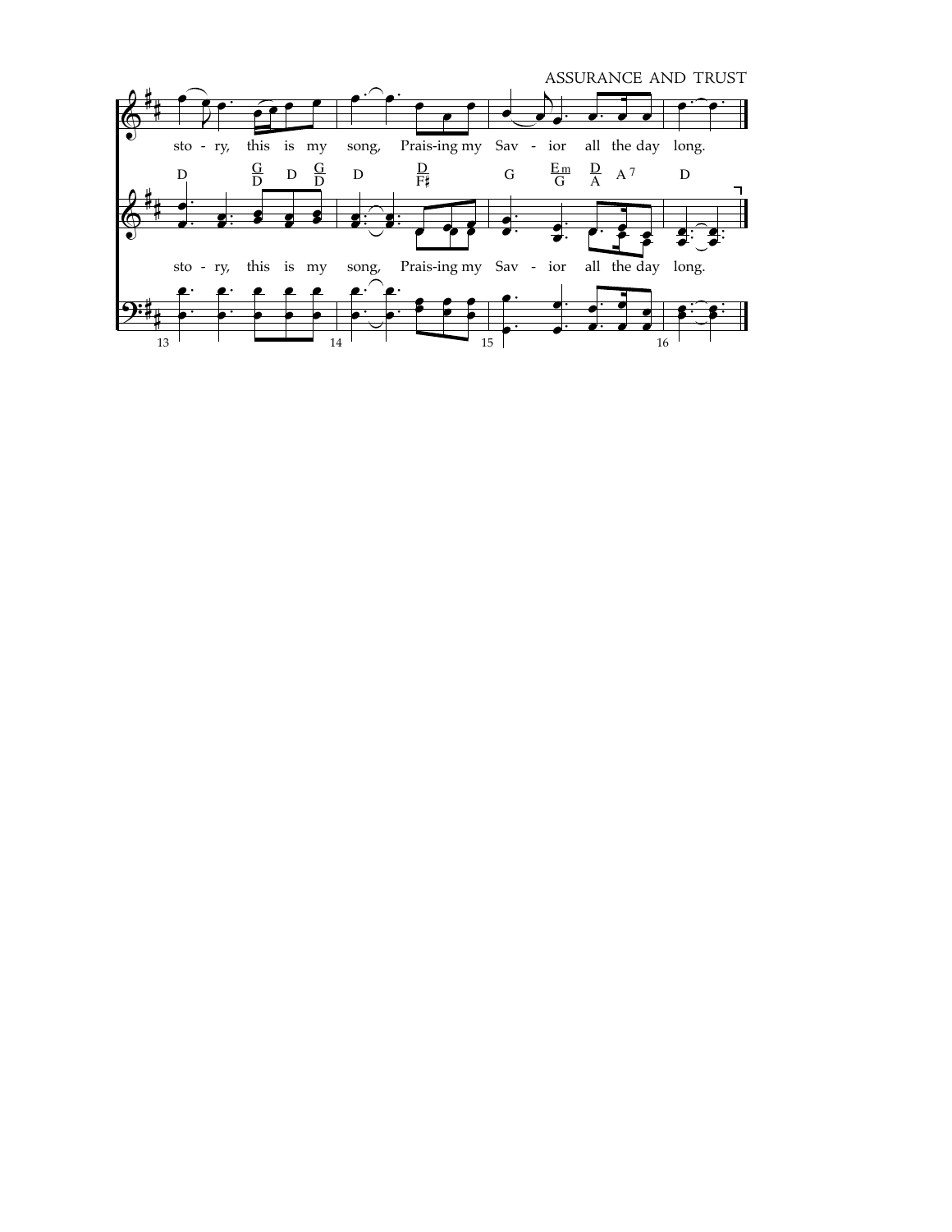sto - ry, this is my song, Prais-ing my Sav - ior all the day long.

sto - ry, this is my song, Prais-ing my Sav - ior all the day long.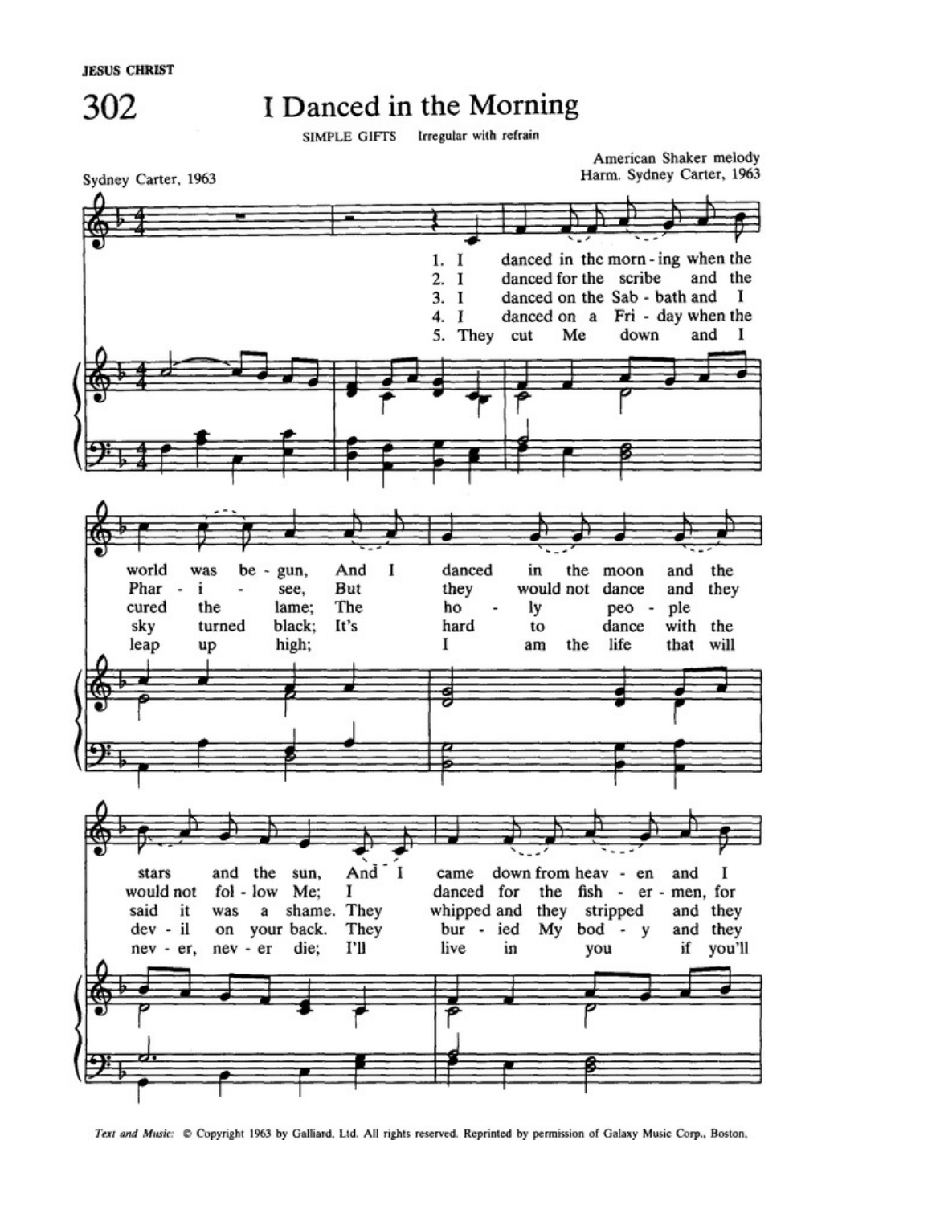JESUS CHRIST

# 302 I Danced in the Morning

SIMPLE GIFTS Irregular with refrain

Sydney Carter, 1963

American Shaker melody
Harm. Sydney Carter, 1963

1. I danced in the morn - ing when the world was be - gun, And I danced in the moon and the stars and the sun, And I came down from heav - en and I
2. I danced for the scribe and the Phar - i - see, But they would not dance and they would not fol - low Me; I danced for the fish - er - men, for
3. I danced on the Sab - bath and I cured the lame; The ho - ly peo - ple said it was a shame. They whipped and they stripped and they
4. I danced on a Fri - day when the sky turned black; It's hard to dance with the dev - il on your back. They bur - ied My bod - y and they
5. They cut Me down and I leap up high; I am the life that will nev - er, nev - er die; I'll live in you if you'll

*Text and Music:* © Copyright 1963 by Galliard, Ltd. All rights reserved. Reprinted by permission of Galaxy Music Corp., Boston,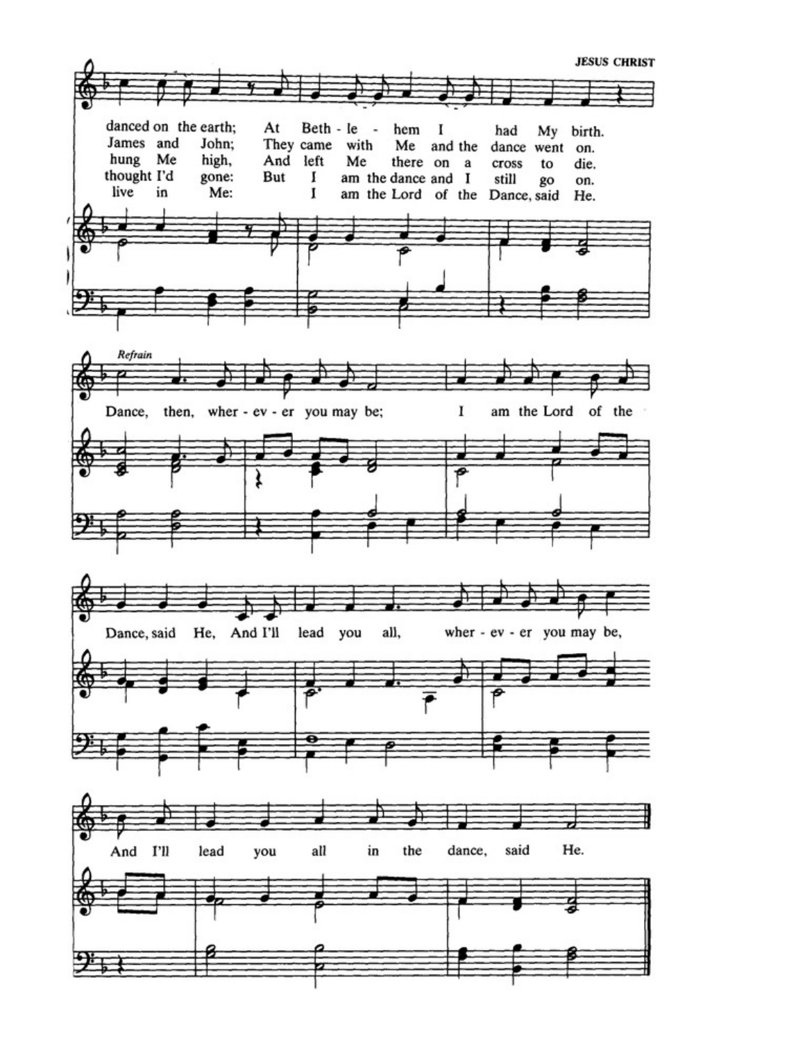danced on the earth; At Beth - le - hem I had My birth.
James and John; They came with Me and the dance went on.
hung Me high, And left Me there on a cross to die.
thought I'd gone: But I am the dance and I still go on.
live in Me: I am the Lord of the Dance, said He.

*Refrain*

Dance, then, wher - ev - er you may be; I am the Lord of the Dance, said He, And I'll lead you all, wher - ev - er you may be, And I'll lead you all in the dance, said He.